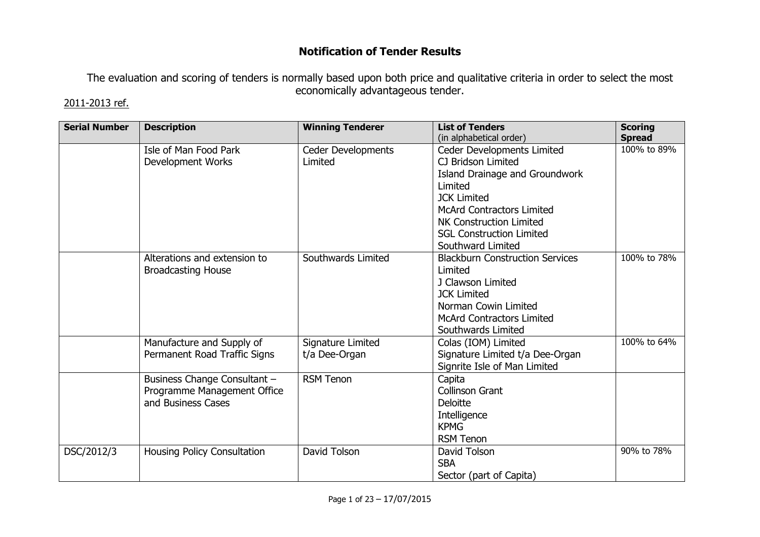# Notification of Tender Results

The evaluation and scoring of tenders is normally based upon both price and qualitative criteria in order to select the most economically advantageous tender.

2011-2013 ref.

| Serial Number | Description | Winning Tenderer | List of Tenders (in alphabetical order) | Scoring Spread |
|---|---|---|---|---|
| | Isle of Man Food Park Development Works | Ceder Developments Limited | Ceder Developments Limited<br>CJ Bridson Limited<br>Island Drainage and Groundwork Limited<br>JCK Limited<br>McArd Contractors Limited<br>NK Construction Limited<br>SGL Construction Limited<br>Southward Limited | 100% to 89% |
| | Alterations and extension to Broadcasting House | Southwards Limited | Blackburn Construction Services Limited<br>J Clawson Limited<br>JCK Limited<br>Norman Cowin Limited<br>McArd Contractors Limited<br>Southwards Limited | 100% to 78% |
| | Manufacture and Supply of Permanent Road Traffic Signs | Signature Limited t/a Dee-Organ | Colas (IOM) Limited<br>Signature Limited t/a Dee-Organ<br>Signrite Isle of Man Limited | 100% to 64% |
| | Business Change Consultant – Programme Management Office and Business Cases | RSM Tenon | Capita<br>Collinson Grant<br>Deloitte<br>Intelligence<br>KPMG<br>RSM Tenon | |
| DSC/2012/3 | Housing Policy Consultation | David Tolson | David Tolson<br>SBA<br>Sector (part of Capita) | 90% to 78% |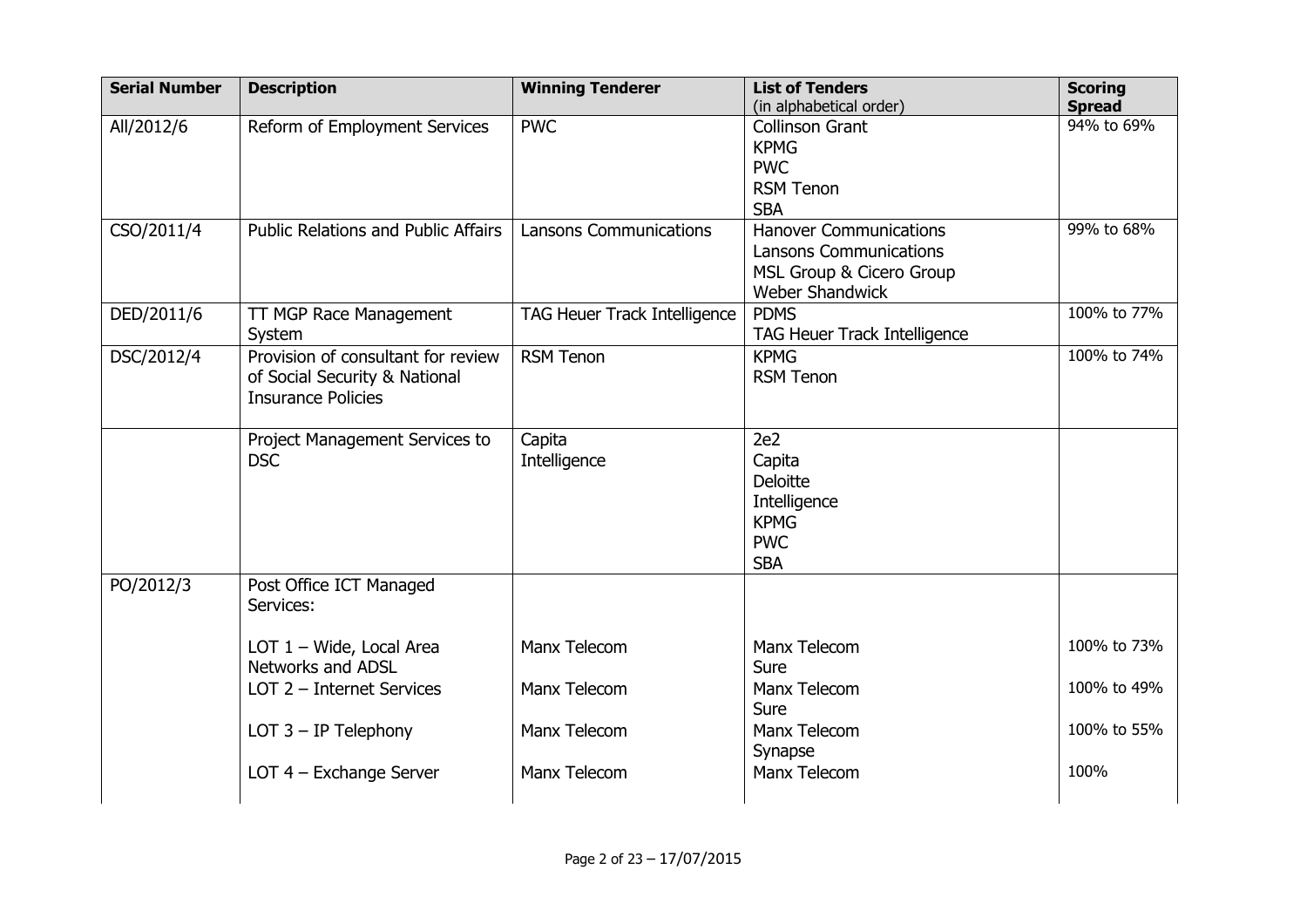| Serial Number | Description | Winning Tenderer | List of Tenders (in alphabetical order) | Scoring Spread |
| --- | --- | --- | --- | --- |
| All/2012/6 | Reform of Employment Services | PWC | Collinson Grant<br>KPMG<br>PWC<br>RSM Tenon<br>SBA | 94% to 69% |
| CSO/2011/4 | Public Relations and Public Affairs | Lansons Communications | Hanover Communications<br>Lansons Communications<br>MSL Group & Cicero Group<br>Weber Shandwick | 99% to 68% |
| DED/2011/6 | TT MGP Race Management System | TAG Heuer Track Intelligence | PDMS<br>TAG Heuer Track Intelligence | 100% to 77% |
| DSC/2012/4 | Provision of consultant for review of Social Security & National Insurance Policies | RSM Tenon | KPMG<br>RSM Tenon | 100% to 74% |
| | Project Management Services to DSC | Capita<br>Intelligence | 2e2<br>Capita<br>Deloitte<br>Intelligence<br>KPMG<br>PWC<br>SBA | |
| PO/2012/3 | Post Office ICT Managed Services: | | | |
| | LOT 1 – Wide, Local Area Networks and ADSL | Manx Telecom | Manx Telecom<br>Sure | 100% to 73% |
| | LOT 2 – Internet Services | Manx Telecom | Manx Telecom<br>Sure | 100% to 49% |
| | LOT 3 – IP Telephony | Manx Telecom | Manx Telecom<br>Synapse | 100% to 55% |
| | LOT 4 – Exchange Server | Manx Telecom | Manx Telecom | 100% |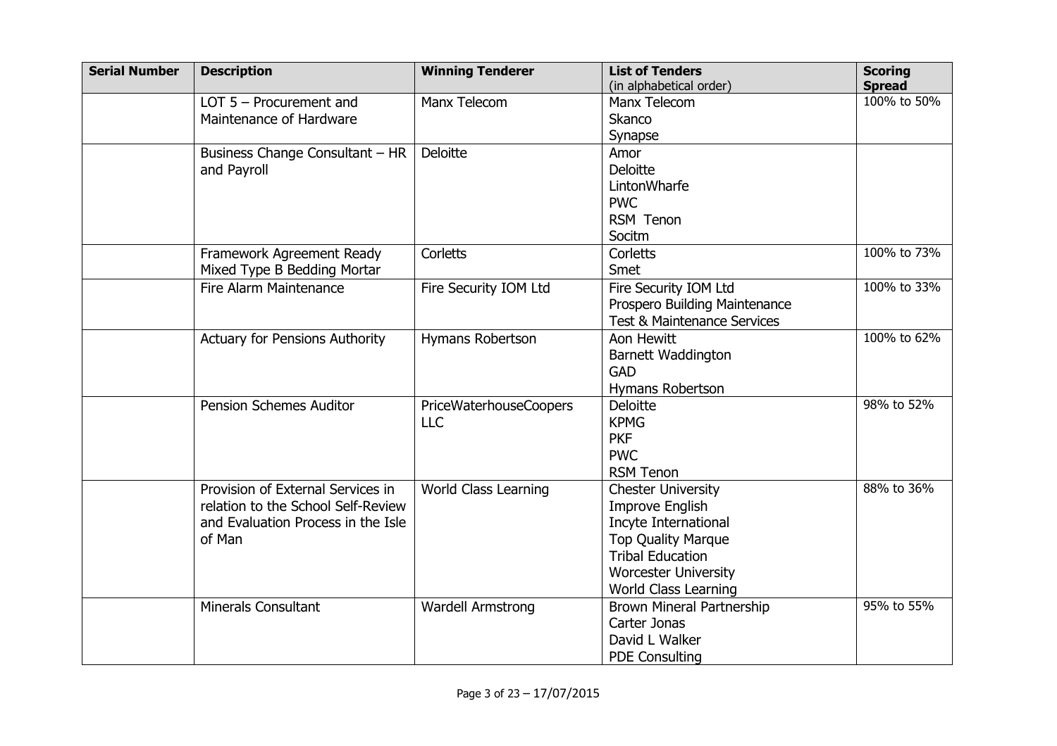| Serial Number | Description | Winning Tenderer | List of Tenders (in alphabetical order) | Scoring Spread |
| --- | --- | --- | --- | --- |
| | LOT 5 – Procurement and Maintenance of Hardware | Manx Telecom | Manx Telecom<br>Skanco<br>Synapse | 100% to 50% |
| | Business Change Consultant – HR and Payroll | Deloitte | Amor<br>Deloitte<br>LintonWharfe<br>PWC<br>RSM Tenon<br>Socitm | |
| | Framework Agreement Ready Mixed Type B Bedding Mortar | Corletts | Corletts<br>Smet | 100% to 73% |
| | Fire Alarm Maintenance | Fire Security IOM Ltd | Fire Security IOM Ltd<br>Prospero Building Maintenance<br>Test & Maintenance Services | 100% to 33% |
| | Actuary for Pensions Authority | Hymans Robertson | Aon Hewitt<br>Barnett Waddington<br>GAD<br>Hymans Robertson | 100% to 62% |
| | Pension Schemes Auditor | PriceWaterhouseCoopers LLC | Deloitte<br>KPMG<br>PKF<br>PWC<br>RSM Tenon | 98% to 52% |
| | Provision of External Services in relation to the School Self-Review and Evaluation Process in the Isle of Man | World Class Learning | Chester University<br>Improve English<br>Incyte International<br>Top Quality Marque<br>Tribal Education<br>Worcester University<br>World Class Learning | 88% to 36% |
| | Minerals Consultant | Wardell Armstrong | Brown Mineral Partnership<br>Carter Jonas<br>David L Walker<br>PDE Consulting | 95% to 55% |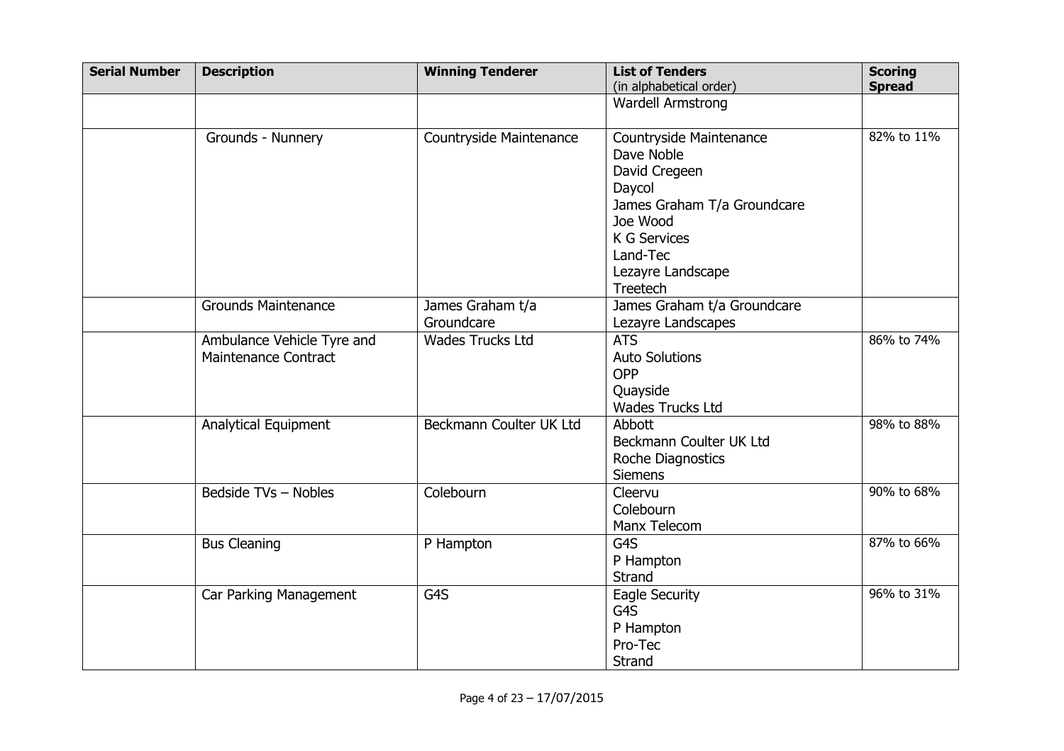| Serial Number | Description | Winning Tenderer | List of Tenders (in alphabetical order) | Scoring Spread |
|---|---|---|---|---|
| | | | Wardell Armstrong | |
| | Grounds - Nunnery | Countryside Maintenance | Countryside Maintenance<br>Dave Noble<br>David Cregeen<br>Daycol<br>James Graham T/a Groundcare<br>Joe Wood<br>K G Services<br>Land-Tec<br>Lezayre Landscape<br>Treetech | 82% to 11% |
| | Grounds Maintenance | James Graham t/a Groundcare | James Graham t/a Groundcare<br>Lezayre Landscapes | |
| | Ambulance Vehicle Tyre and Maintenance Contract | Wades Trucks Ltd | ATS<br>Auto Solutions<br>OPP<br>Quayside<br>Wades Trucks Ltd | 86% to 74% |
| | Analytical Equipment | Beckmann Coulter UK Ltd | Abbott<br>Beckmann Coulter UK Ltd<br>Roche Diagnostics<br>Siemens | 98% to 88% |
| | Bedside TVs – Nobles | Colebourn | Cleervu<br>Colebourn<br>Manx Telecom | 90% to 68% |
| | Bus Cleaning | P Hampton | G4S<br>P Hampton<br>Strand | 87% to 66% |
| | Car Parking Management | G4S | Eagle Security<br>G4S<br>P Hampton<br>Pro-Tec<br>Strand | 96% to 31% |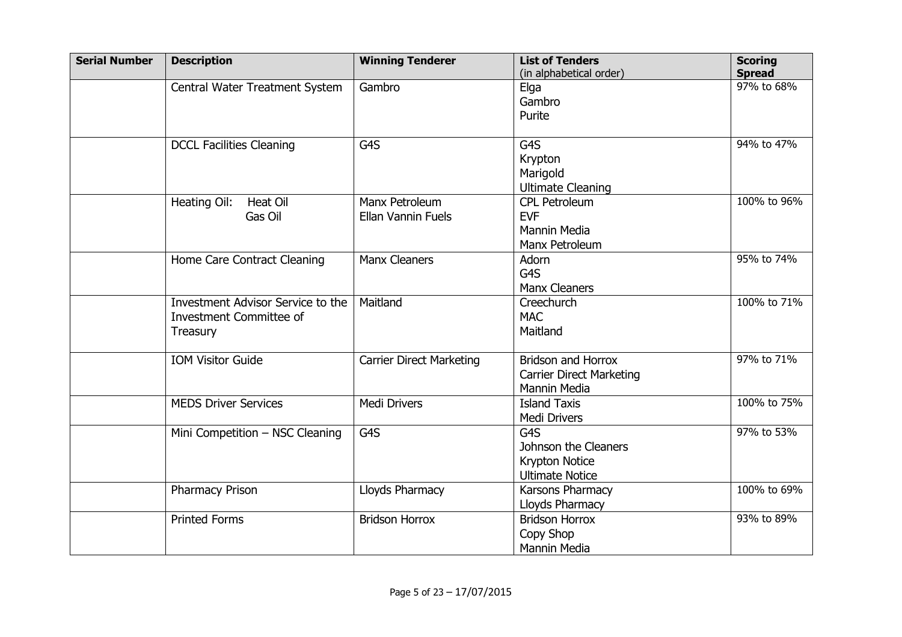| Serial Number | Description | Winning Tenderer | List of Tenders (in alphabetical order) | Scoring Spread |
|---|---|---|---|---|
| | Central Water Treatment System | Gambro | Elga<br>Gambro<br>Purite | 97% to 68% |
| | DCCL Facilities Cleaning | G4S | G4S<br>Krypton<br>Marigold<br>Ultimate Cleaning | 94% to 47% |
| | Heating Oil: Heat Oil<br>Gas Oil | Manx Petroleum<br>Ellan Vannin Fuels | CPL Petroleum<br>EVF<br>Mannin Media<br>Manx Petroleum | 100% to 96% |
| | Home Care Contract Cleaning | Manx Cleaners | Adorn<br>G4S<br>Manx Cleaners | 95% to 74% |
| | Investment Advisor Service to the Investment Committee of Treasury | Maitland | Creechurch<br>MAC<br>Maitland | 100% to 71% |
| | IOM Visitor Guide | Carrier Direct Marketing | Bridson and Horrox<br>Carrier Direct Marketing<br>Mannin Media | 97% to 71% |
| | MEDS Driver Services | Medi Drivers | Island Taxis<br>Medi Drivers | 100% to 75% |
| | Mini Competition – NSC Cleaning | G4S | G4S<br>Johnson the Cleaners<br>Krypton Notice<br>Ultimate Notice | 97% to 53% |
| | Pharmacy Prison | Lloyds Pharmacy | Karsons Pharmacy<br>Lloyds Pharmacy | 100% to 69% |
| | Printed Forms | Bridson Horrox | Bridson Horrox<br>Copy Shop<br>Mannin Media | 93% to 89% |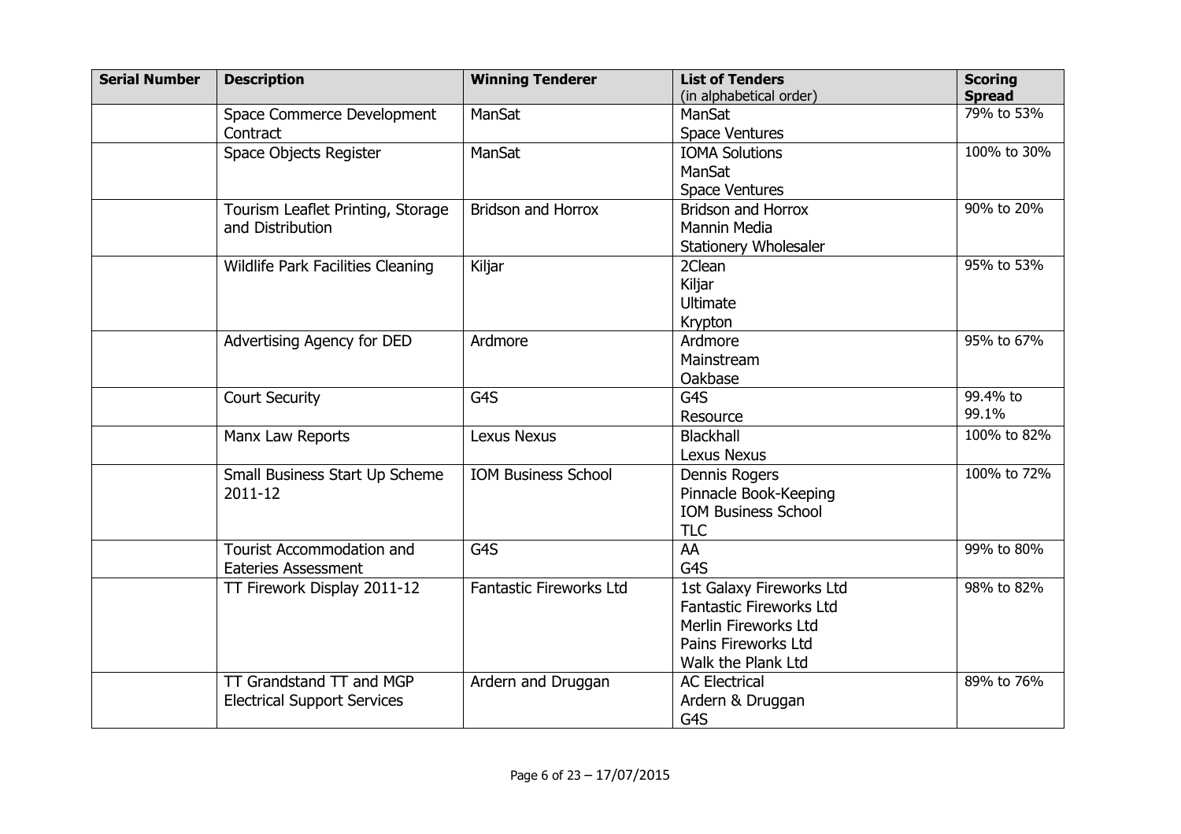| Serial Number | Description | Winning Tenderer | List of Tenders (in alphabetical order) | Scoring Spread |
|---|---|---|---|---|
| | Space Commerce Development Contract | ManSat | ManSat<br>Space Ventures | 79% to 53% |
| | Space Objects Register | ManSat | IOMA Solutions<br>ManSat<br>Space Ventures | 100% to 30% |
| | Tourism Leaflet Printing, Storage and Distribution | Bridson and Horrox | Bridson and Horrox<br>Mannin Media<br>Stationery Wholesaler | 90% to 20% |
| | Wildlife Park Facilities Cleaning | Kiljar | 2Clean<br>Kiljar<br>Ultimate<br>Krypton | 95% to 53% |
| | Advertising Agency for DED | Ardmore | Ardmore<br>Mainstream<br>Oakbase | 95% to 67% |
| | Court Security | G4S | G4S<br>Resource | 99.4% to 99.1% |
| | Manx Law Reports | Lexus Nexus | Blackhall<br>Lexus Nexus | 100% to 82% |
| | Small Business Start Up Scheme 2011-12 | IOM Business School | Dennis Rogers<br>Pinnacle Book-Keeping<br>IOM Business School<br>TLC | 100% to 72% |
| | Tourist Accommodation and Eateries Assessment | G4S | AA<br>G4S | 99% to 80% |
| | TT Firework Display 2011-12 | Fantastic Fireworks Ltd | 1st Galaxy Fireworks Ltd<br>Fantastic Fireworks Ltd<br>Merlin Fireworks Ltd<br>Pains Fireworks Ltd<br>Walk the Plank Ltd | 98% to 82% |
| | TT Grandstand TT and MGP Electrical Support Services | Ardern and Druggan | AC Electrical<br>Ardern & Druggan<br>G4S | 89% to 76% |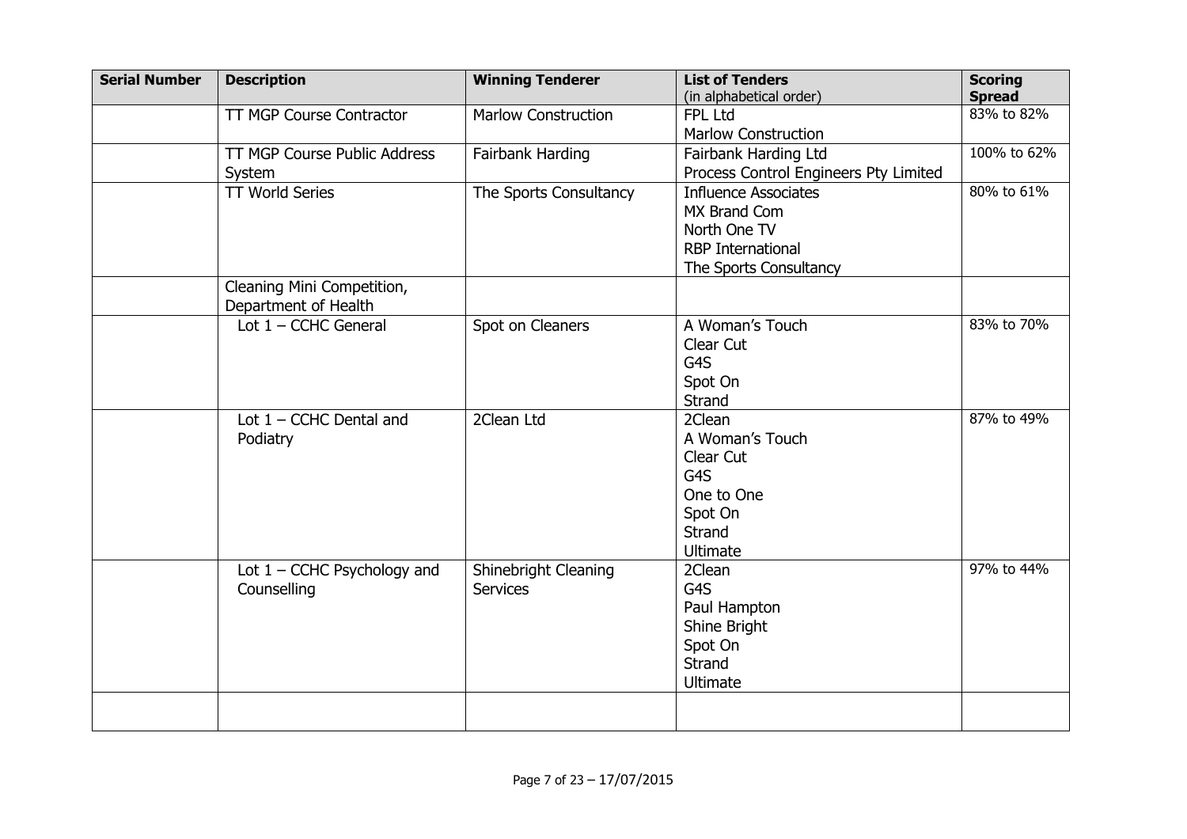| Serial Number | Description | Winning Tenderer | List of Tenders (in alphabetical order) | Scoring Spread |
|---|---|---|---|---|
| | TT MGP Course Contractor | Marlow Construction | FPL Ltd<br>Marlow Construction | 83% to 82% |
| | TT MGP Course Public Address System | Fairbank Harding | Fairbank Harding Ltd<br>Process Control Engineers Pty Limited | 100% to 62% |
| | TT World Series | The Sports Consultancy | Influence Associates<br>MX Brand Com<br>North One TV<br>RBP International<br>The Sports Consultancy | 80% to 61% |
| | Cleaning Mini Competition, Department of Health | | | |
| | Lot 1 – CCHC General | Spot on Cleaners | A Woman's Touch<br>Clear Cut<br>G4S<br>Spot On<br>Strand | 83% to 70% |
| | Lot 1 – CCHC Dental and Podiatry | 2Clean Ltd | 2Clean<br>A Woman's Touch<br>Clear Cut<br>G4S<br>One to One<br>Spot On<br>Strand<br>Ultimate | 87% to 49% |
| | Lot 1 – CCHC Psychology and Counselling | Shinebright Cleaning Services | 2Clean<br>G4S<br>Paul Hampton<br>Shine Bright<br>Spot On<br>Strand<br>Ultimate | 97% to 44% |
| | | | | |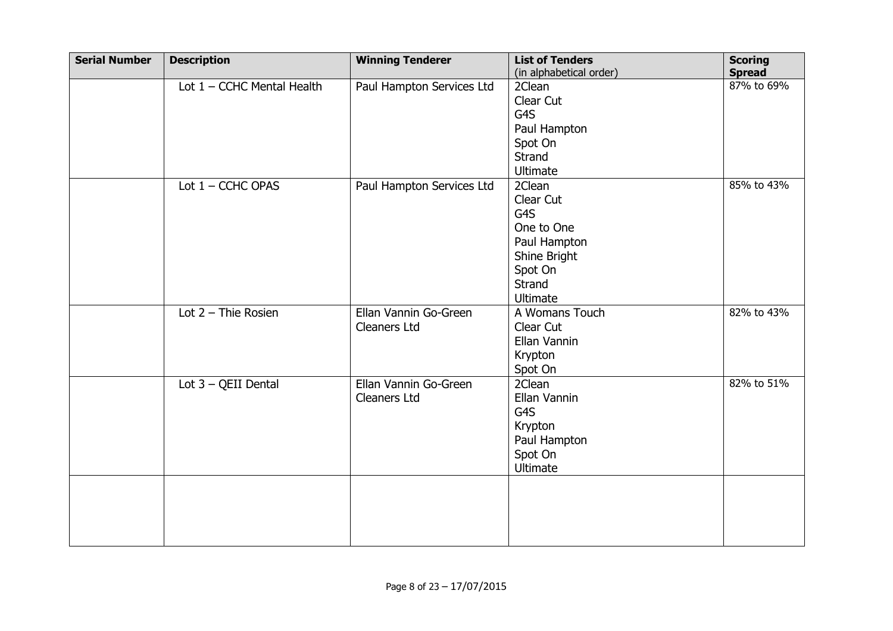| Serial Number | Description | Winning Tenderer | List of Tenders (in alphabetical order) | Scoring Spread |
|---|---|---|---|---|
| | Lot 1 – CCHC Mental Health | Paul Hampton Services Ltd | 2Clean<br>Clear Cut<br>G4S<br>Paul Hampton<br>Spot On<br>Strand<br>Ultimate | 87% to 69% |
| | Lot 1 – CCHC OPAS | Paul Hampton Services Ltd | 2Clean<br>Clear Cut<br>G4S<br>One to One<br>Paul Hampton<br>Shine Bright<br>Spot On<br>Strand<br>Ultimate | 85% to 43% |
| | Lot 2 – Thie Rosien | Ellan Vannin Go-Green Cleaners Ltd | A Womans Touch<br>Clear Cut<br>Ellan Vannin<br>Krypton<br>Spot On | 82% to 43% |
| | Lot 3 – QEII Dental | Ellan Vannin Go-Green Cleaners Ltd | 2Clean<br>Ellan Vannin<br>G4S<br>Krypton<br>Paul Hampton<br>Spot On<br>Ultimate | 82% to 51% |
| | | | | |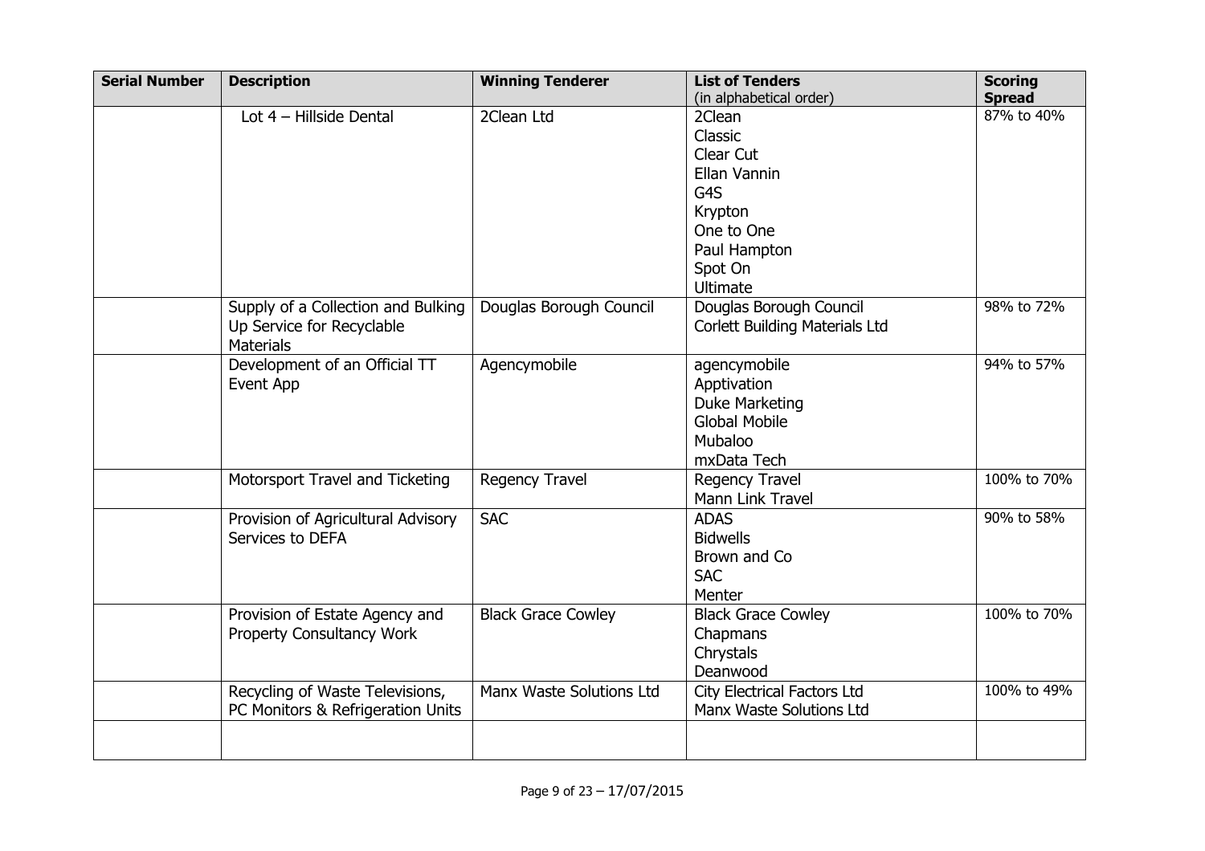| Serial Number | Description | Winning Tenderer | List of Tenders (in alphabetical order) | Scoring Spread |
|---|---|---|---|---|
| | Lot 4 – Hillside Dental | 2Clean Ltd | 2Clean<br>Classic<br>Clear Cut<br>Ellan Vannin<br>G4S<br>Krypton<br>One to One<br>Paul Hampton<br>Spot On<br>Ultimate | 87% to 40% |
| | Supply of a Collection and Bulking Up Service for Recyclable Materials | Douglas Borough Council | Douglas Borough Council<br>Corlett Building Materials Ltd | 98% to 72% |
| | Development of an Official TT Event App | Agencymobile | agencymobile<br>Apptivation<br>Duke Marketing<br>Global Mobile<br>Mubaloo<br>mxData Tech | 94% to 57% |
| | Motorsport Travel and Ticketing | Regency Travel | Regency Travel<br>Mann Link Travel | 100% to 70% |
| | Provision of Agricultural Advisory Services to DEFA | SAC | ADAS<br>Bidwells<br>Brown and Co<br>SAC<br>Menter | 90% to 58% |
| | Provision of Estate Agency and Property Consultancy Work | Black Grace Cowley | Black Grace Cowley<br>Chapmans<br>Chrystals<br>Deanwood | 100% to 70% |
| | Recycling of Waste Televisions, PC Monitors & Refrigeration Units | Manx Waste Solutions Ltd | City Electrical Factors Ltd<br>Manx Waste Solutions Ltd | 100% to 49% |
| | | | | |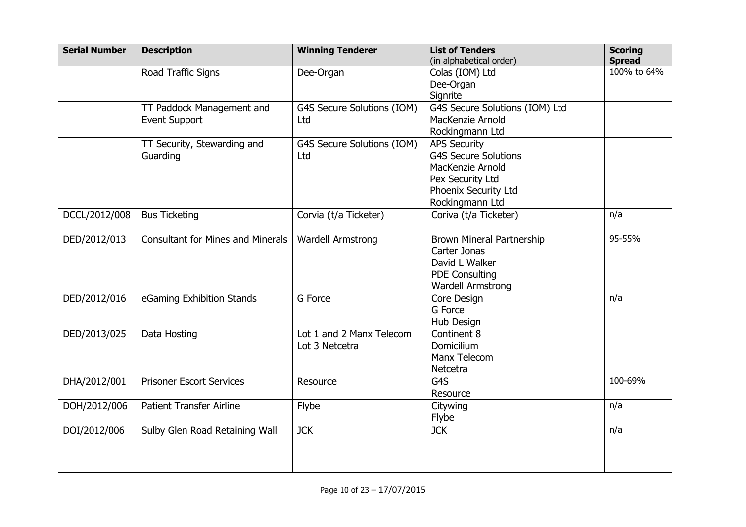| Serial Number | Description | Winning Tenderer | List of Tenders (in alphabetical order) | Scoring Spread |
|---|---|---|---|---|
| | Road Traffic Signs | Dee-Organ | Colas (IOM) Ltd<br>Dee-Organ<br>Signrite | 100% to 64% |
| | TT Paddock Management and Event Support | G4S Secure Solutions (IOM) Ltd | G4S Secure Solutions (IOM) Ltd<br>MacKenzie Arnold<br>Rockingmann Ltd | |
| | TT Security, Stewarding and Guarding | G4S Secure Solutions (IOM) Ltd | APS Security<br>G4S Secure Solutions<br>MacKenzie Arnold<br>Pex Security Ltd<br>Phoenix Security Ltd<br>Rockingmann Ltd | |
| DCCL/2012/008 | Bus Ticketing | Corvia (t/a Ticketer) | Coriva (t/a Ticketer) | n/a |
| DED/2012/013 | Consultant for Mines and Minerals | Wardell Armstrong | Brown Mineral Partnership<br>Carter Jonas<br>David L Walker<br>PDE Consulting<br>Wardell Armstrong | 95-55% |
| DED/2012/016 | eGaming Exhibition Stands | G Force | Core Design<br>G Force<br>Hub Design | n/a |
| DED/2013/025 | Data Hosting | Lot 1 and 2 Manx Telecom<br>Lot 3 Netcetra | Continent 8<br>Domicilium<br>Manx Telecom<br>Netcetra | |
| DHA/2012/001 | Prisoner Escort Services | Resource | G4S<br>Resource | 100-69% |
| DOH/2012/006 | Patient Transfer Airline | Flybe | Citywing<br>Flybe | n/a |
| DOI/2012/006 | Sulby Glen Road Retaining Wall | JCK | JCK | n/a |
| | | | | |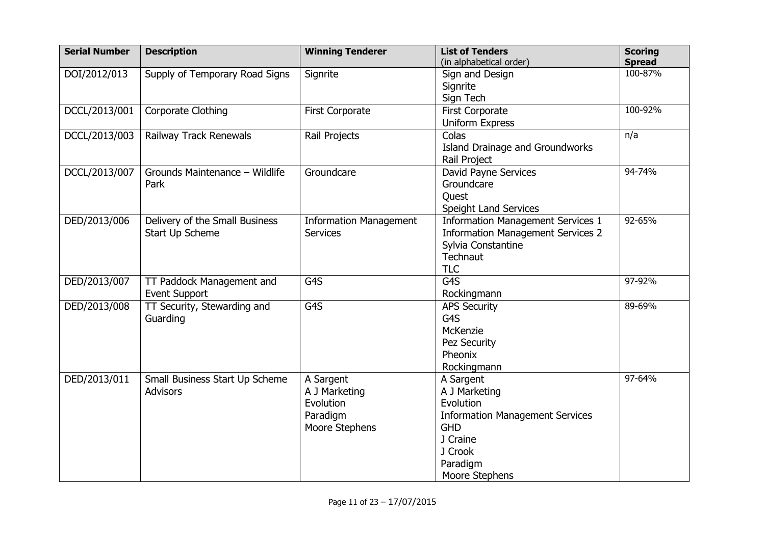| Serial Number | Description | Winning Tenderer | List of Tenders (in alphabetical order) | Scoring Spread |
|---|---|---|---|---|
| DOI/2012/013 | Supply of Temporary Road Signs | Signrite | Sign and Design<br>Signrite<br>Sign Tech | 100-87% |
| DCCL/2013/001 | Corporate Clothing | First Corporate | First Corporate<br>Uniform Express | 100-92% |
| DCCL/2013/003 | Railway Track Renewals | Rail Projects | Colas<br>Island Drainage and Groundworks<br>Rail Project | n/a |
| DCCL/2013/007 | Grounds Maintenance – Wildlife Park | Groundcare | David Payne Services<br>Groundcare<br>Quest<br>Speight Land Services | 94-74% |
| DED/2013/006 | Delivery of the Small Business Start Up Scheme | Information Management Services | Information Management Services 1<br>Information Management Services 2<br>Sylvia Constantine<br>Technaut<br>TLC | 92-65% |
| DED/2013/007 | TT Paddock Management and Event Support | G4S | G4S<br>Rockingmann | 97-92% |
| DED/2013/008 | TT Security, Stewarding and Guarding | G4S | APS Security<br>G4S<br>McKenzie<br>Pez Security<br>Pheonix<br>Rockingmann | 89-69% |
| DED/2013/011 | Small Business Start Up Scheme Advisors | A Sargent<br>A J Marketing<br>Evolution<br>Paradigm<br>Moore Stephens | A Sargent<br>A J Marketing<br>Evolution<br>Information Management Services<br>GHD<br>J Craine<br>J Crook<br>Paradigm<br>Moore Stephens | 97-64% |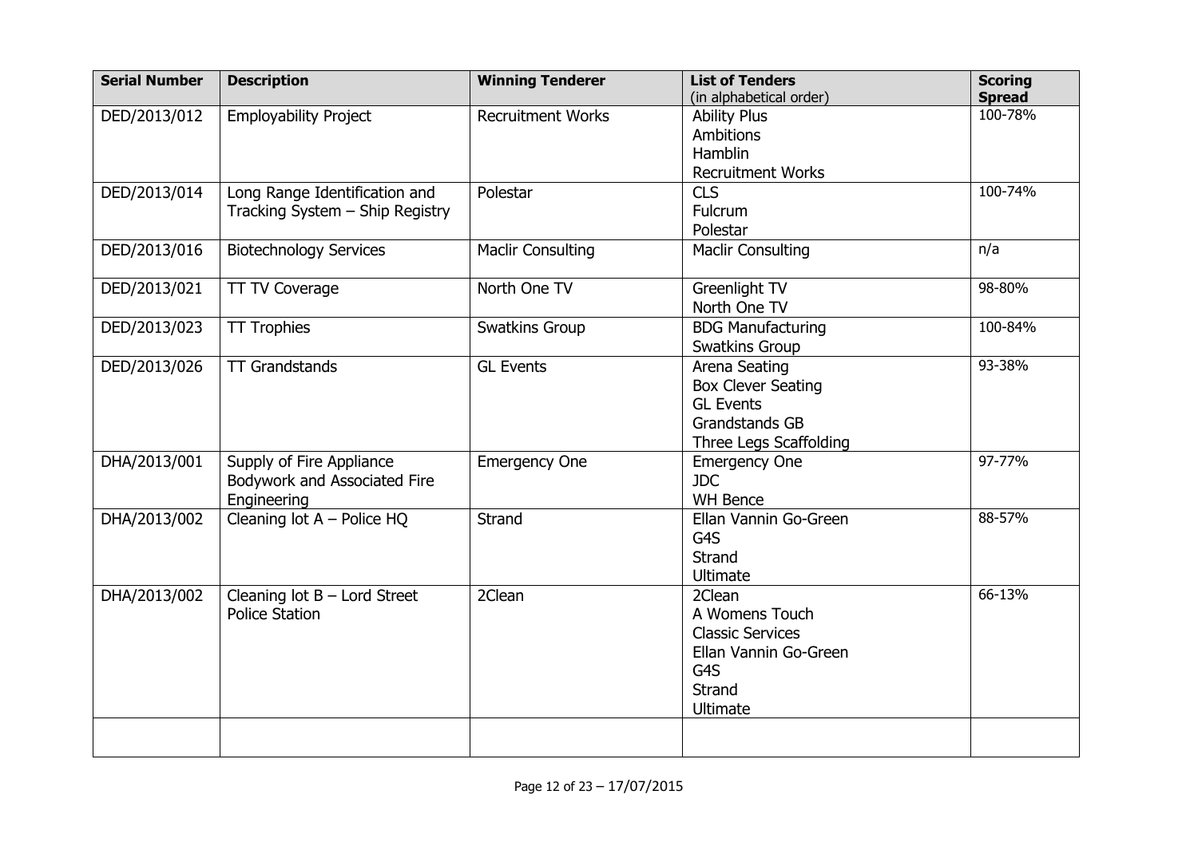| Serial Number | Description | Winning Tenderer | List of Tenders (in alphabetical order) | Scoring Spread |
|---|---|---|---|---|
| DED/2013/012 | Employability Project | Recruitment Works | Ability Plus<br>Ambitions<br>Hamblin<br>Recruitment Works | 100-78% |
| DED/2013/014 | Long Range Identification and Tracking System – Ship Registry | Polestar | CLS<br>Fulcrum<br>Polestar | 100-74% |
| DED/2013/016 | Biotechnology Services | Maclir Consulting | Maclir Consulting | n/a |
| DED/2013/021 | TT TV Coverage | North One TV | Greenlight TV<br>North One TV | 98-80% |
| DED/2013/023 | TT Trophies | Swatkins Group | BDG Manufacturing<br>Swatkins Group | 100-84% |
| DED/2013/026 | TT Grandstands | GL Events | Arena Seating<br>Box Clever Seating<br>GL Events<br>Grandstands GB<br>Three Legs Scaffolding | 93-38% |
| DHA/2013/001 | Supply of Fire Appliance Bodywork and Associated Fire Engineering | Emergency One | Emergency One<br>JDC<br>WH Bence | 97-77% |
| DHA/2013/002 | Cleaning lot A – Police HQ | Strand | Ellan Vannin Go-Green<br>G4S<br>Strand<br>Ultimate | 88-57% |
| DHA/2013/002 | Cleaning lot B – Lord Street Police Station | 2Clean | 2Clean<br>A Womens Touch<br>Classic Services<br>Ellan Vannin Go-Green<br>G4S<br>Strand<br>Ultimate | 66-13% |
| | | | | |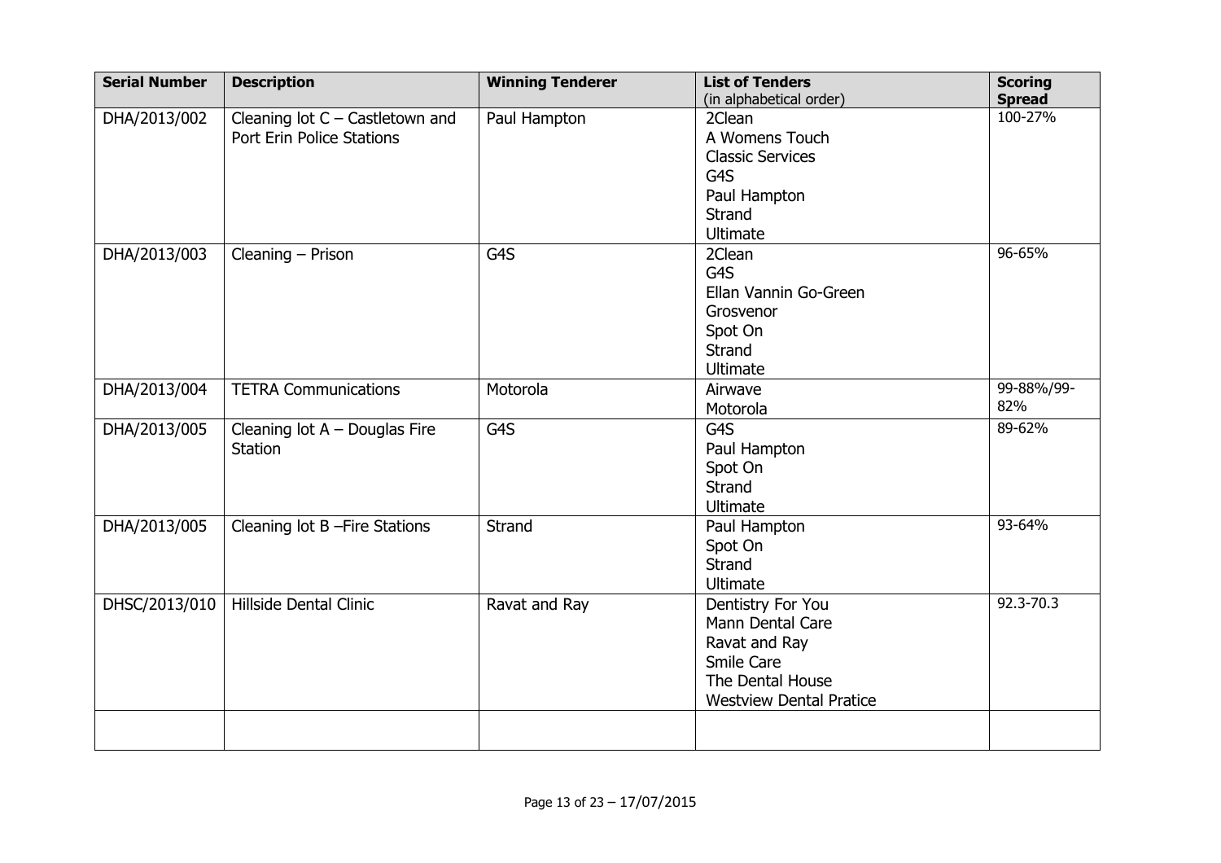| Serial Number | Description | Winning Tenderer | List of Tenders (in alphabetical order) | Scoring Spread |
| --- | --- | --- | --- | --- |
| DHA/2013/002 | Cleaning lot C – Castletown and Port Erin Police Stations | Paul Hampton | 2Clean<br>A Womens Touch<br>Classic Services<br>G4S<br>Paul Hampton<br>Strand<br>Ultimate | 100-27% |
| DHA/2013/003 | Cleaning – Prison | G4S | 2Clean<br>G4S<br>Ellan Vannin Go-Green<br>Grosvenor<br>Spot On<br>Strand<br>Ultimate | 96-65% |
| DHA/2013/004 | TETRA Communications | Motorola | Airwave<br>Motorola | 99-88%/99-82% |
| DHA/2013/005 | Cleaning lot A – Douglas Fire Station | G4S | G4S<br>Paul Hampton<br>Spot On<br>Strand<br>Ultimate | 89-62% |
| DHA/2013/005 | Cleaning lot B –Fire Stations | Strand | Paul Hampton<br>Spot On<br>Strand<br>Ultimate | 93-64% |
| DHSC/2013/010 | Hillside Dental Clinic | Ravat and Ray | Dentistry For You<br>Mann Dental Care<br>Ravat and Ray<br>Smile Care<br>The Dental House<br>Westview Dental Pratice | 92.3-70.3 |
| | | | | |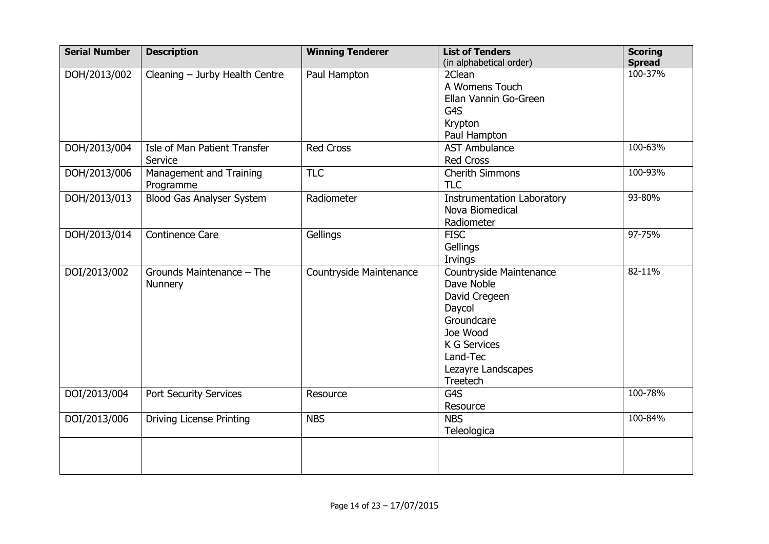| Serial Number | Description | Winning Tenderer | List of Tenders (in alphabetical order) | Scoring Spread |
|---|---|---|---|---|
| DOH/2013/002 | Cleaning – Jurby Health Centre | Paul Hampton | 2Clean<br>A Womens Touch<br>Ellan Vannin Go-Green<br>G4S<br>Krypton<br>Paul Hampton | 100-37% |
| DOH/2013/004 | Isle of Man Patient Transfer Service | Red Cross | AST Ambulance<br>Red Cross | 100-63% |
| DOH/2013/006 | Management and Training Programme | TLC | Cherith Simmons<br>TLC | 100-93% |
| DOH/2013/013 | Blood Gas Analyser System | Radiometer | Instrumentation Laboratory<br>Nova Biomedical<br>Radiometer | 93-80% |
| DOH/2013/014 | Continence Care | Gellings | FISC<br>Gellings<br>Irvings | 97-75% |
| DOI/2013/002 | Grounds Maintenance – The Nunnery | Countryside Maintenance | Countryside Maintenance<br>Dave Noble<br>David Cregeen<br>Daycol<br>Groundcare<br>Joe Wood<br>K G Services<br>Land-Tec<br>Lezayre Landscapes<br>Treetech | 82-11% |
| DOI/2013/004 | Port Security Services | Resource | G4S<br>Resource | 100-78% |
| DOI/2013/006 | Driving License Printing | NBS | NBS<br>Teleologica | 100-84% |
| | | | | |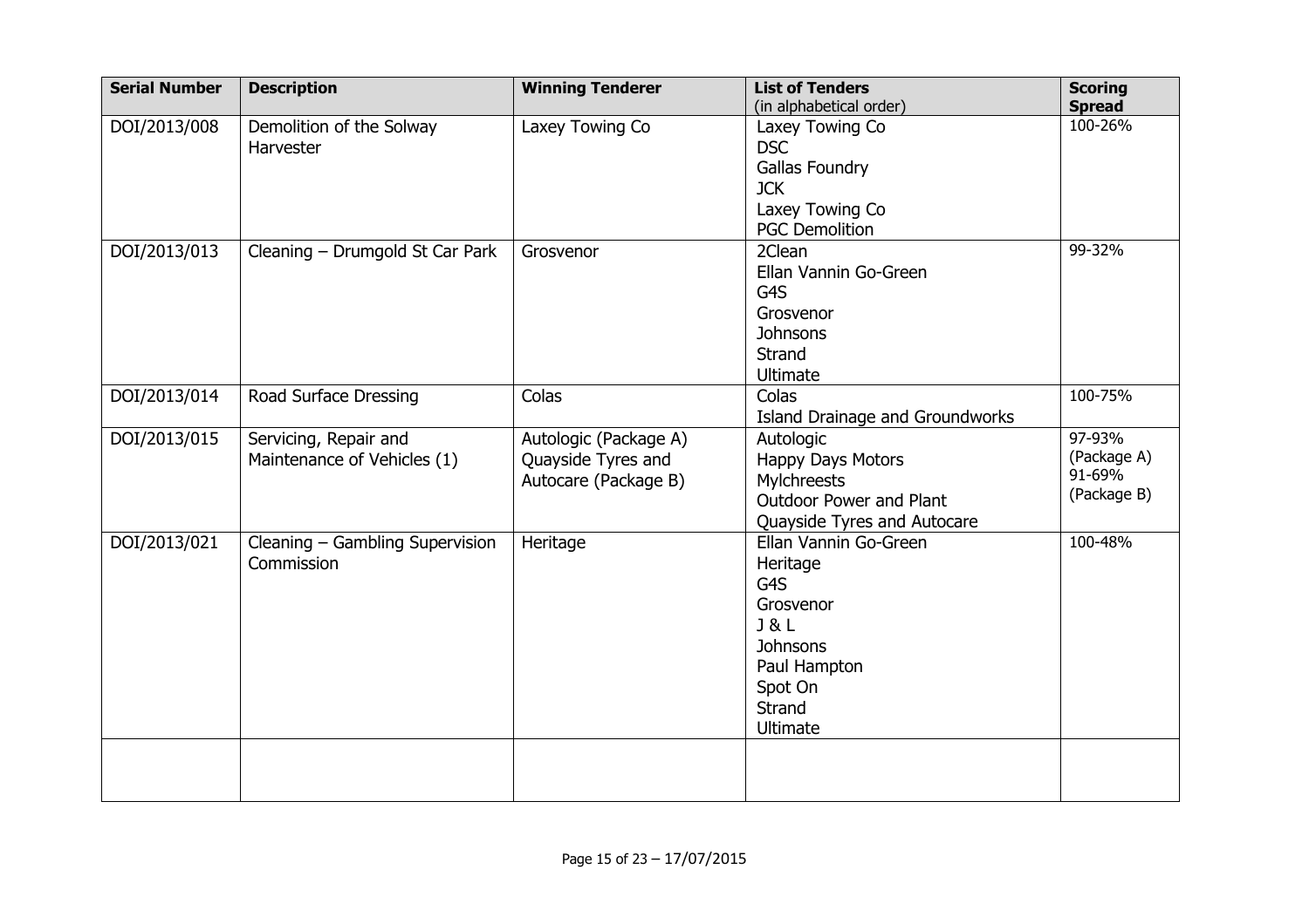| Serial Number | Description | Winning Tenderer | List of Tenders (in alphabetical order) | Scoring Spread |
|---|---|---|---|---|
| DOI/2013/008 | Demolition of the Solway Harvester | Laxey Towing Co | Laxey Towing Co<br>DSC<br>Gallas Foundry<br>JCK<br>Laxey Towing Co<br>PGC Demolition | 100-26% |
| DOI/2013/013 | Cleaning – Drumgold St Car Park | Grosvenor | 2Clean<br>Ellan Vannin Go-Green<br>G4S<br>Grosvenor<br>Johnsons<br>Strand<br>Ultimate | 99-32% |
| DOI/2013/014 | Road Surface Dressing | Colas | Colas<br>Island Drainage and Groundworks | 100-75% |
| DOI/2013/015 | Servicing, Repair and Maintenance of Vehicles (1) | Autologic (Package A)<br>Quayside Tyres and Autocare (Package B) | Autologic<br>Happy Days Motors<br>Mylchreests<br>Outdoor Power and Plant<br>Quayside Tyres and Autocare | 97-93% (Package A)<br>91-69% (Package B) |
| DOI/2013/021 | Cleaning – Gambling Supervision Commission | Heritage | Ellan Vannin Go-Green<br>Heritage<br>G4S<br>Grosvenor<br>J & L<br>Johnsons<br>Paul Hampton<br>Spot On<br>Strand<br>Ultimate | 100-48% |
| | | | | |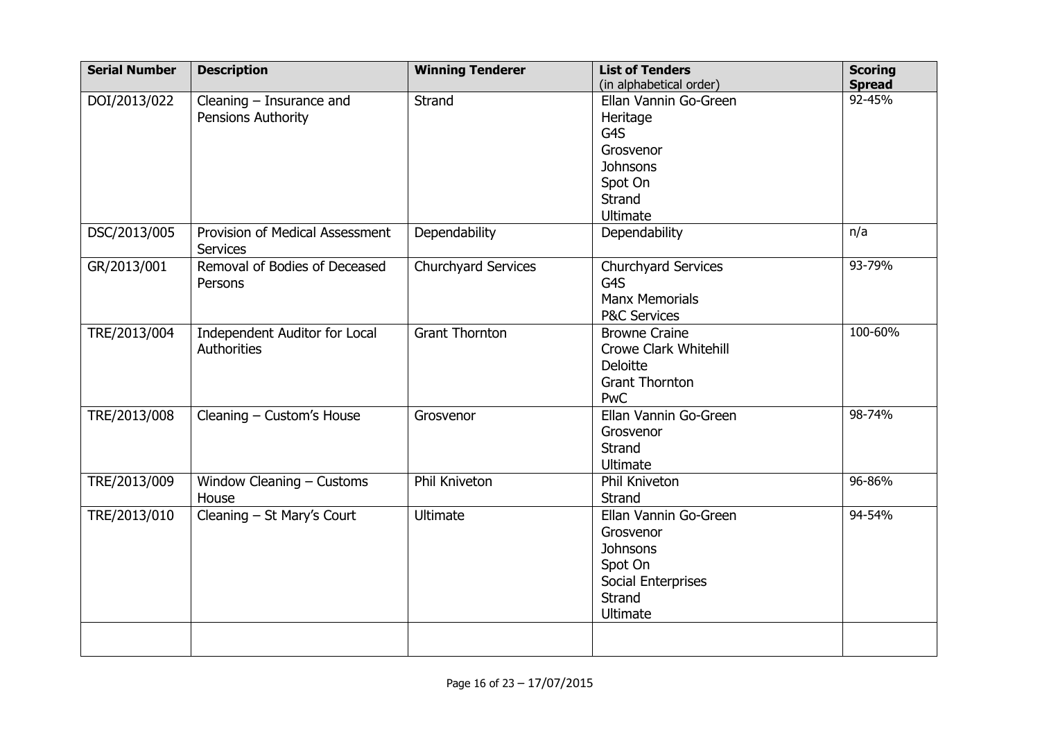| Serial Number | Description | Winning Tenderer | List of Tenders (in alphabetical order) | Scoring Spread |
|---|---|---|---|---|
| DOI/2013/022 | Cleaning – Insurance and Pensions Authority | Strand | Ellan Vannin Go-Green<br>Heritage<br>G4S<br>Grosvenor<br>Johnsons<br>Spot On<br>Strand<br>Ultimate | 92-45% |
| DSC/2013/005 | Provision of Medical Assessment Services | Dependability | Dependability | n/a |
| GR/2013/001 | Removal of Bodies of Deceased Persons | Churchyard Services | Churchyard Services<br>G4S<br>Manx Memorials<br>P&C Services | 93-79% |
| TRE/2013/004 | Independent Auditor for Local Authorities | Grant Thornton | Browne Craine<br>Crowe Clark Whitehill<br>Deloitte<br>Grant Thornton<br>PwC | 100-60% |
| TRE/2013/008 | Cleaning – Custom's House | Grosvenor | Ellan Vannin Go-Green<br>Grosvenor<br>Strand<br>Ultimate | 98-74% |
| TRE/2013/009 | Window Cleaning – Customs House | Phil Kniveton | Phil Kniveton<br>Strand | 96-86% |
| TRE/2013/010 | Cleaning – St Mary's Court | Ultimate | Ellan Vannin Go-Green<br>Grosvenor<br>Johnsons<br>Spot On<br>Social Enterprises<br>Strand<br>Ultimate | 94-54% |
| | | | | |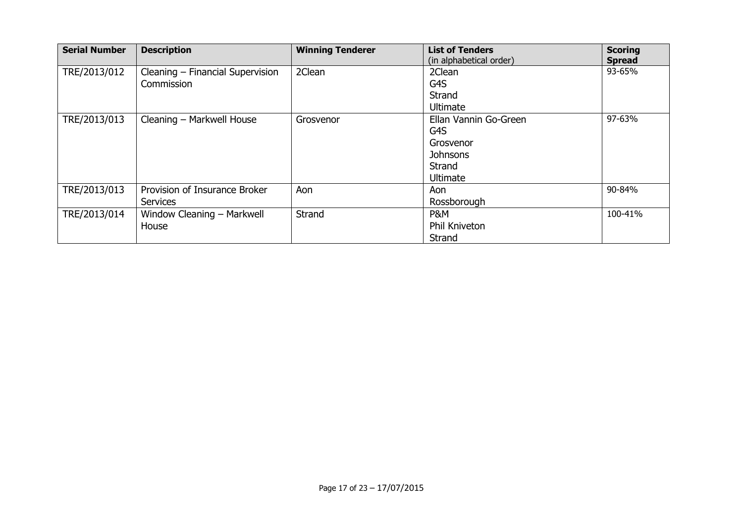| Serial Number | Description | Winning Tenderer | List of Tenders (in alphabetical order) | Scoring Spread |
|---|---|---|---|---|
| TRE/2013/012 | Cleaning – Financial Supervision Commission | 2Clean | 2Clean<br>G4S<br>Strand<br>Ultimate | 93-65% |
| TRE/2013/013 | Cleaning – Markwell House | Grosvenor | Ellan Vannin Go-Green<br>G4S<br>Grosvenor<br>Johnsons<br>Strand<br>Ultimate | 97-63% |
| TRE/2013/013 | Provision of Insurance Broker Services | Aon | Aon<br>Rossborough | 90-84% |
| TRE/2013/014 | Window Cleaning – Markwell House | Strand | P&M<br>Phil Kniveton<br>Strand | 100-41% |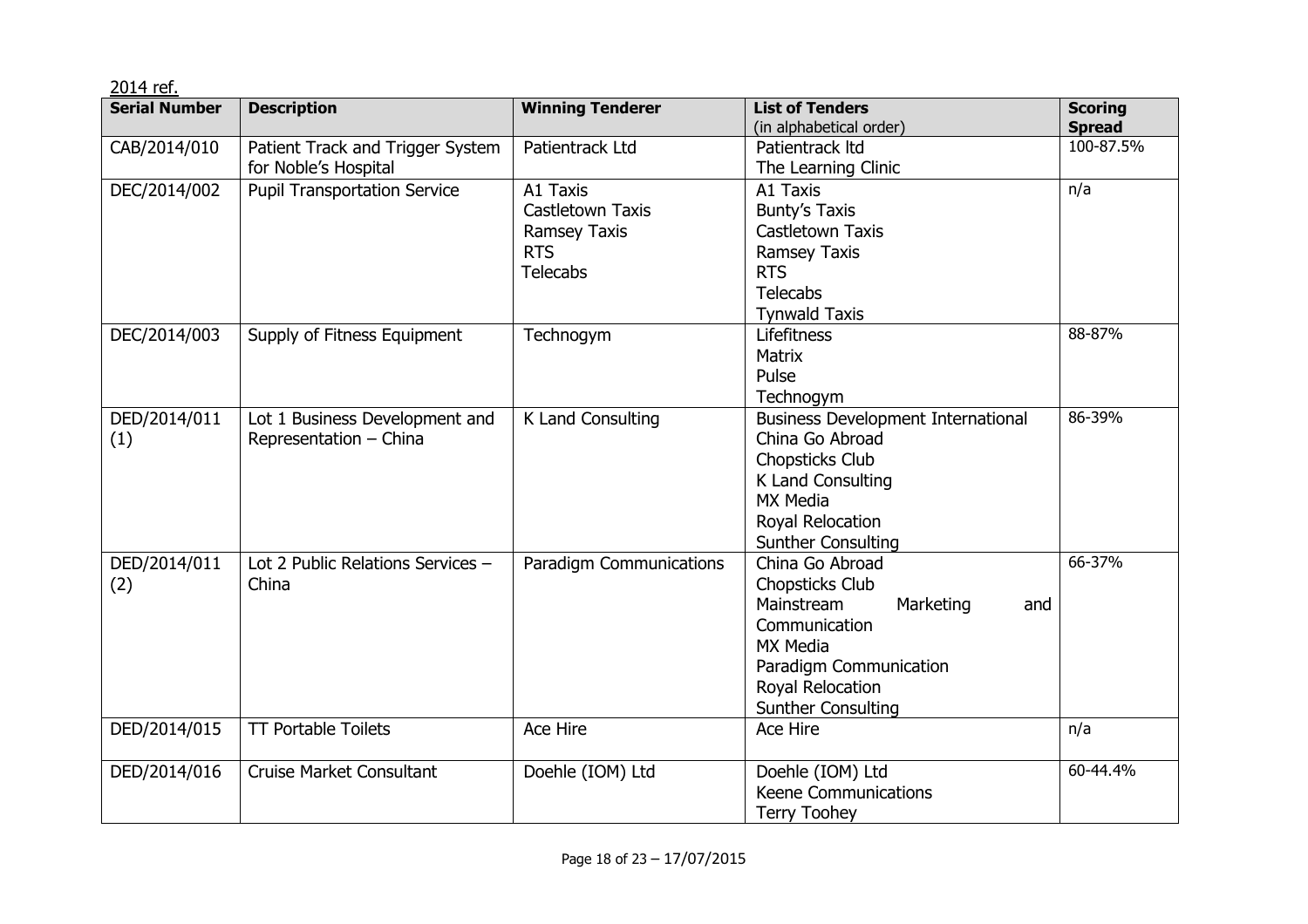2014 ref.

| Serial Number | Description | Winning Tenderer | List of Tenders (in alphabetical order) | Scoring Spread |
|---|---|---|---|---|
| CAB/2014/010 | Patient Track and Trigger System for Noble's Hospital | Patientrack Ltd | Patientrack ltd<br>The Learning Clinic | 100-87.5% |
| DEC/2014/002 | Pupil Transportation Service | A1 Taxis<br>Castletown Taxis<br>Ramsey Taxis<br>RTS<br>Telecabs | A1 Taxis<br>Bunty's Taxis<br>Castletown Taxis<br>Ramsey Taxis<br>RTS<br>Telecabs<br>Tynwald Taxis | n/a |
| DEC/2014/003 | Supply of Fitness Equipment | Technogym | Lifefitness<br>Matrix<br>Pulse<br>Technogym | 88-87% |
| DED/2014/011 (1) | Lot 1 Business Development and Representation – China | K Land Consulting | Business Development International<br>China Go Abroad<br>Chopsticks Club<br>K Land Consulting<br>MX Media<br>Royal Relocation<br>Sunther Consulting | 86-39% |
| DED/2014/011 (2) | Lot 2 Public Relations Services – China | Paradigm Communications | China Go Abroad<br>Chopsticks Club<br>Mainstream Marketing and Communication<br>MX Media<br>Paradigm Communication<br>Royal Relocation<br>Sunther Consulting | 66-37% |
| DED/2014/015 | TT Portable Toilets | Ace Hire | Ace Hire | n/a |
| DED/2014/016 | Cruise Market Consultant | Doehle (IOM) Ltd | Doehle (IOM) Ltd<br>Keene Communications<br>Terry Toohey | 60-44.4% |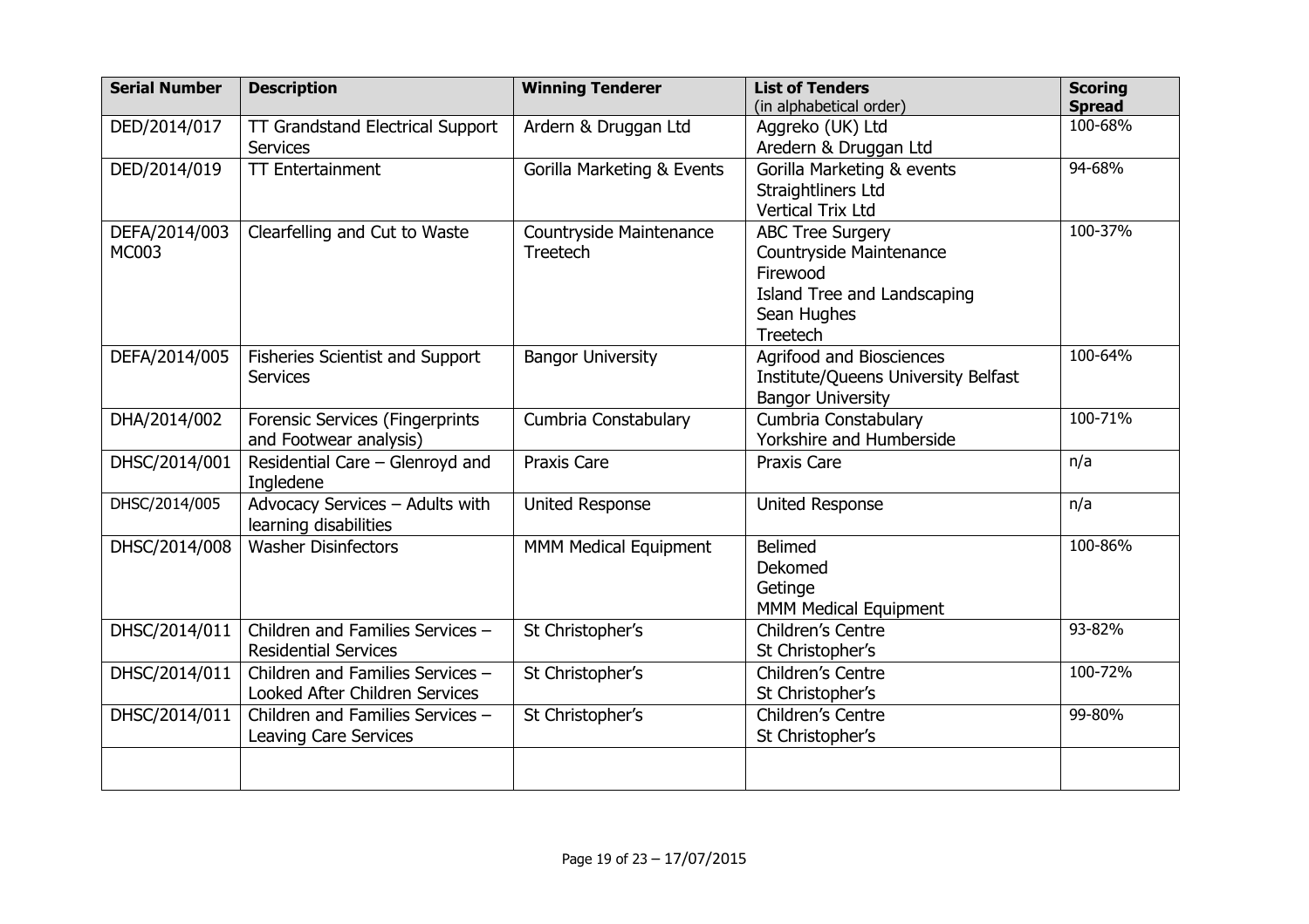| Serial Number | Description | Winning Tenderer | List of Tenders (in alphabetical order) | Scoring Spread |
|---|---|---|---|---|
| DED/2014/017 | TT Grandstand Electrical Support Services | Ardern & Druggan Ltd | Aggreko (UK) Ltd<br>Aredern & Druggan Ltd | 100-68% |
| DED/2014/019 | TT Entertainment | Gorilla Marketing & Events | Gorilla Marketing & events<br>Straightliners Ltd<br>Vertical Trix Ltd | 94-68% |
| DEFA/2014/003 MC003 | Clearfelling and Cut to Waste | Countryside Maintenance<br>Treetech | ABC Tree Surgery<br>Countryside Maintenance<br>Firewood<br>Island Tree and Landscaping<br>Sean Hughes<br>Treetech | 100-37% |
| DEFA/2014/005 | Fisheries Scientist and Support Services | Bangor University | Agrifood and Biosciences Institute/Queens University Belfast<br>Bangor University | 100-64% |
| DHA/2014/002 | Forensic Services (Fingerprints and Footwear analysis) | Cumbria Constabulary | Cumbria Constabulary<br>Yorkshire and Humberside | 100-71% |
| DHSC/2014/001 | Residential Care – Glenroyd and Ingledene | Praxis Care | Praxis Care | n/a |
| DHSC/2014/005 | Advocacy Services – Adults with learning disabilities | United Response | United Response | n/a |
| DHSC/2014/008 | Washer Disinfectors | MMM Medical Equipment | Belimed<br>Dekomed<br>Getinge<br>MMM Medical Equipment | 100-86% |
| DHSC/2014/011 | Children and Families Services – Residential Services | St Christopher's | Children's Centre<br>St Christopher's | 93-82% |
| DHSC/2014/011 | Children and Families Services – Looked After Children Services | St Christopher's | Children's Centre<br>St Christopher's | 100-72% |
| DHSC/2014/011 | Children and Families Services – Leaving Care Services | St Christopher's | Children's Centre<br>St Christopher's | 99-80% |
| | | | | |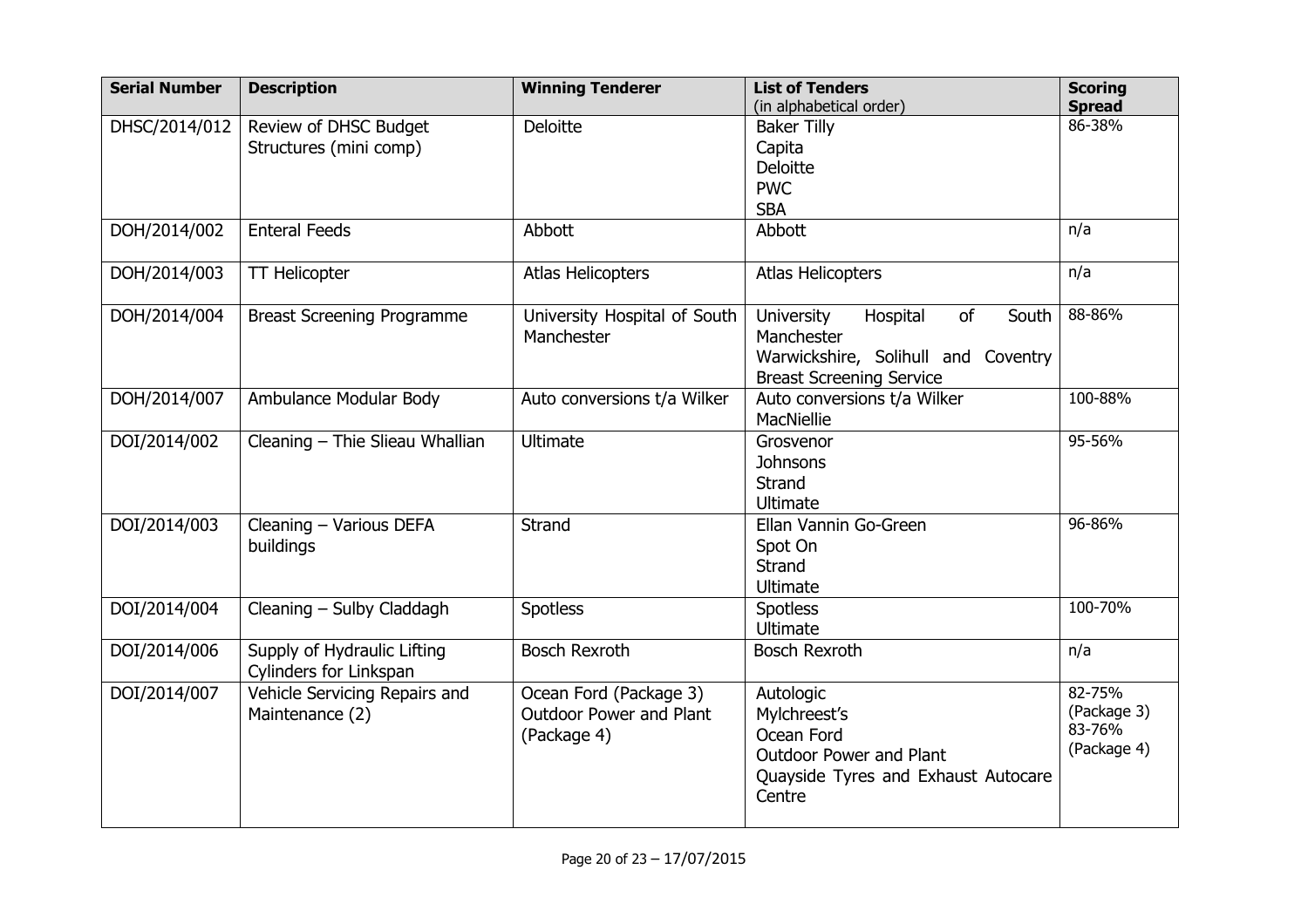| Serial Number | Description | Winning Tenderer | List of Tenders (in alphabetical order) | Scoring Spread |
|---|---|---|---|---|
| DHSC/2014/012 | Review of DHSC Budget Structures (mini comp) | Deloitte | Baker Tilly<br>Capita<br>Deloitte<br>PWC<br>SBA | 86-38% |
| DOH/2014/002 | Enteral Feeds | Abbott | Abbott | n/a |
| DOH/2014/003 | TT Helicopter | Atlas Helicopters | Atlas Helicopters | n/a |
| DOH/2014/004 | Breast Screening Programme | University Hospital of South Manchester | University Hospital of South Manchester<br>Warwickshire, Solihull and Coventry Breast Screening Service | 88-86% |
| DOH/2014/007 | Ambulance Modular Body | Auto conversions t/a Wilker | Auto conversions t/a Wilker<br>MacNiellie | 100-88% |
| DOI/2014/002 | Cleaning – Thie Slieau Whallian | Ultimate | Grosvenor<br>Johnsons<br>Strand<br>Ultimate | 95-56% |
| DOI/2014/003 | Cleaning – Various DEFA buildings | Strand | Ellan Vannin Go-Green<br>Spot On<br>Strand<br>Ultimate | 96-86% |
| DOI/2014/004 | Cleaning – Sulby Claddagh | Spotless | Spotless<br>Ultimate | 100-70% |
| DOI/2014/006 | Supply of Hydraulic Lifting Cylinders for Linkspan | Bosch Rexroth | Bosch Rexroth | n/a |
| DOI/2014/007 | Vehicle Servicing Repairs and Maintenance (2) | Ocean Ford (Package 3)<br>Outdoor Power and Plant (Package 4) | Autologic<br>Mylchreest's<br>Ocean Ford<br>Outdoor Power and Plant<br>Quayside Tyres and Exhaust Autocare Centre | 82-75% (Package 3)<br>83-76% (Package 4) |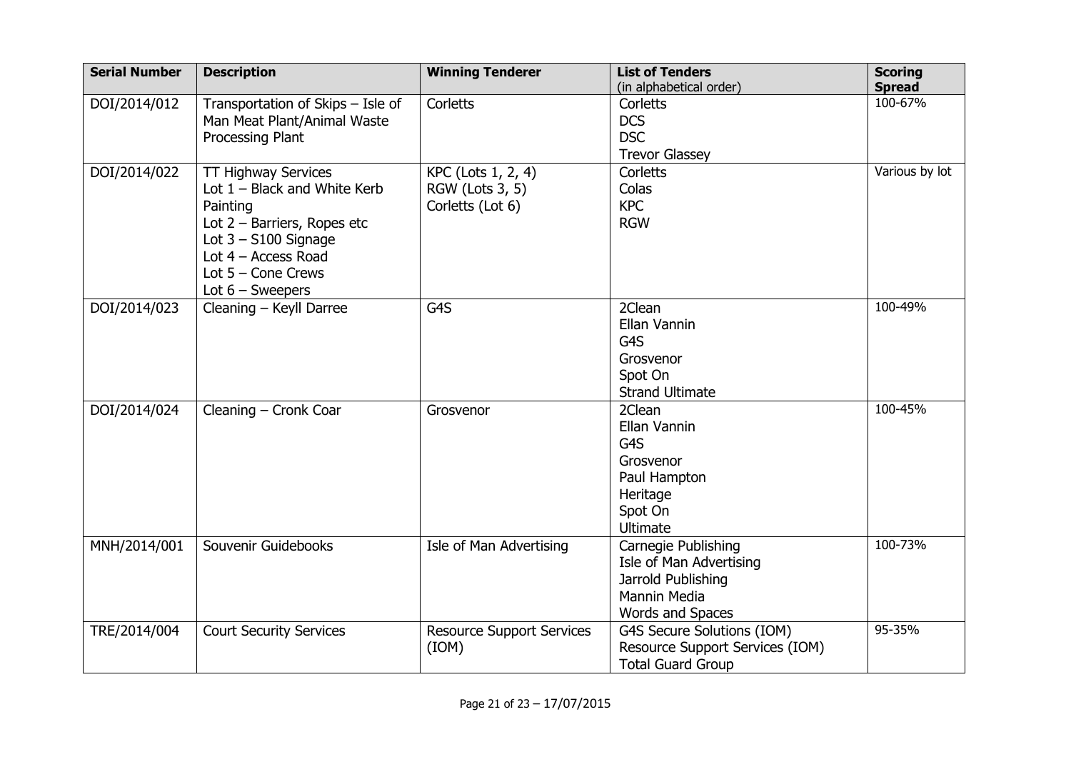| Serial Number | Description | Winning Tenderer | List of Tenders (in alphabetical order) | Scoring Spread |
|---|---|---|---|---|
| DOI/2014/012 | Transportation of Skips – Isle of Man Meat Plant/Animal Waste Processing Plant | Corletts | Corletts<br>DCS<br>DSC<br>Trevor Glassey | 100-67% |
| DOI/2014/022 | TT Highway Services<br>Lot 1 – Black and White Kerb Painting<br>Lot 2 – Barriers, Ropes etc<br>Lot 3 – S100 Signage<br>Lot 4 – Access Road<br>Lot 5 – Cone Crews<br>Lot 6 – Sweepers | KPC (Lots 1, 2, 4)<br>RGW (Lots 3, 5)<br>Corletts (Lot 6) | Corletts<br>Colas<br>KPC<br>RGW | Various by lot |
| DOI/2014/023 | Cleaning – Keyll Darree | G4S | 2Clean<br>Ellan Vannin<br>G4S<br>Grosvenor<br>Spot On<br>Strand Ultimate | 100-49% |
| DOI/2014/024 | Cleaning – Cronk Coar | Grosvenor | 2Clean<br>Ellan Vannin<br>G4S<br>Grosvenor<br>Paul Hampton<br>Heritage<br>Spot On<br>Ultimate | 100-45% |
| MNH/2014/001 | Souvenir Guidebooks | Isle of Man Advertising | Carnegie Publishing<br>Isle of Man Advertising<br>Jarrold Publishing<br>Mannin Media<br>Words and Spaces | 100-73% |
| TRE/2014/004 | Court Security Services | Resource Support Services (IOM) | G4S Secure Solutions (IOM)<br>Resource Support Services (IOM)<br>Total Guard Group | 95-35% |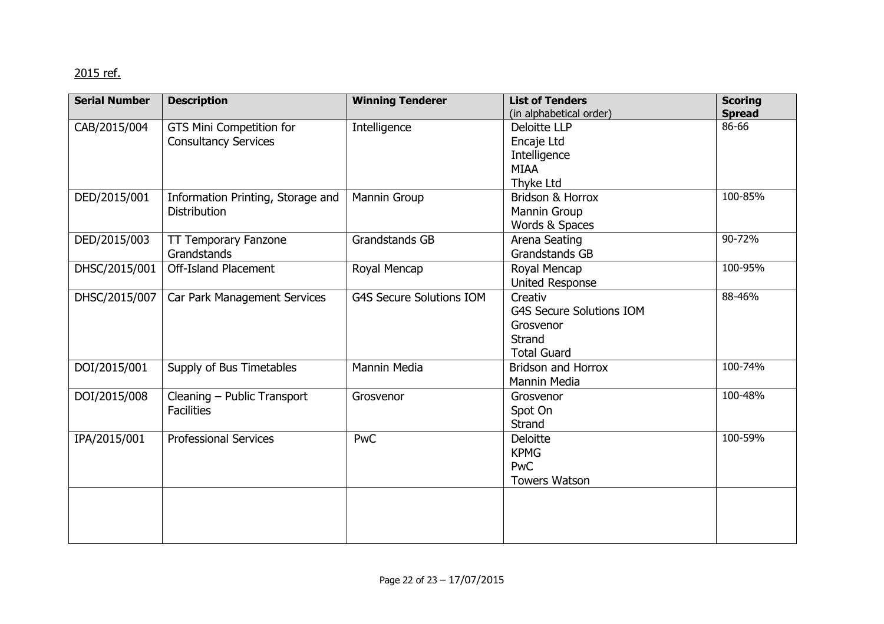2015 ref.

| Serial Number | Description | Winning Tenderer | List of Tenders (in alphabetical order) | Scoring Spread |
|---|---|---|---|---|
| CAB/2015/004 | GTS Mini Competition for Consultancy Services | Intelligence | Deloitte LLP<br>Encaje Ltd<br>Intelligence<br>MIAA<br>Thyke Ltd | 86-66 |
| DED/2015/001 | Information Printing, Storage and Distribution | Mannin Group | Bridson & Horrox<br>Mannin Group<br>Words & Spaces | 100-85% |
| DED/2015/003 | TT Temporary Fanzone Grandstands | Grandstands GB | Arena Seating<br>Grandstands GB | 90-72% |
| DHSC/2015/001 | Off-Island Placement | Royal Mencap | Royal Mencap<br>United Response | 100-95% |
| DHSC/2015/007 | Car Park Management Services | G4S Secure Solutions IOM | Creativ<br>G4S Secure Solutions IOM<br>Grosvenor<br>Strand<br>Total Guard | 88-46% |
| DOI/2015/001 | Supply of Bus Timetables | Mannin Media | Bridson and Horrox<br>Mannin Media | 100-74% |
| DOI/2015/008 | Cleaning – Public Transport Facilities | Grosvenor | Grosvenor<br>Spot On<br>Strand | 100-48% |
| IPA/2015/001 | Professional Services | PwC | Deloitte<br>KPMG<br>PwC<br>Towers Watson | 100-59% |
| | | | | |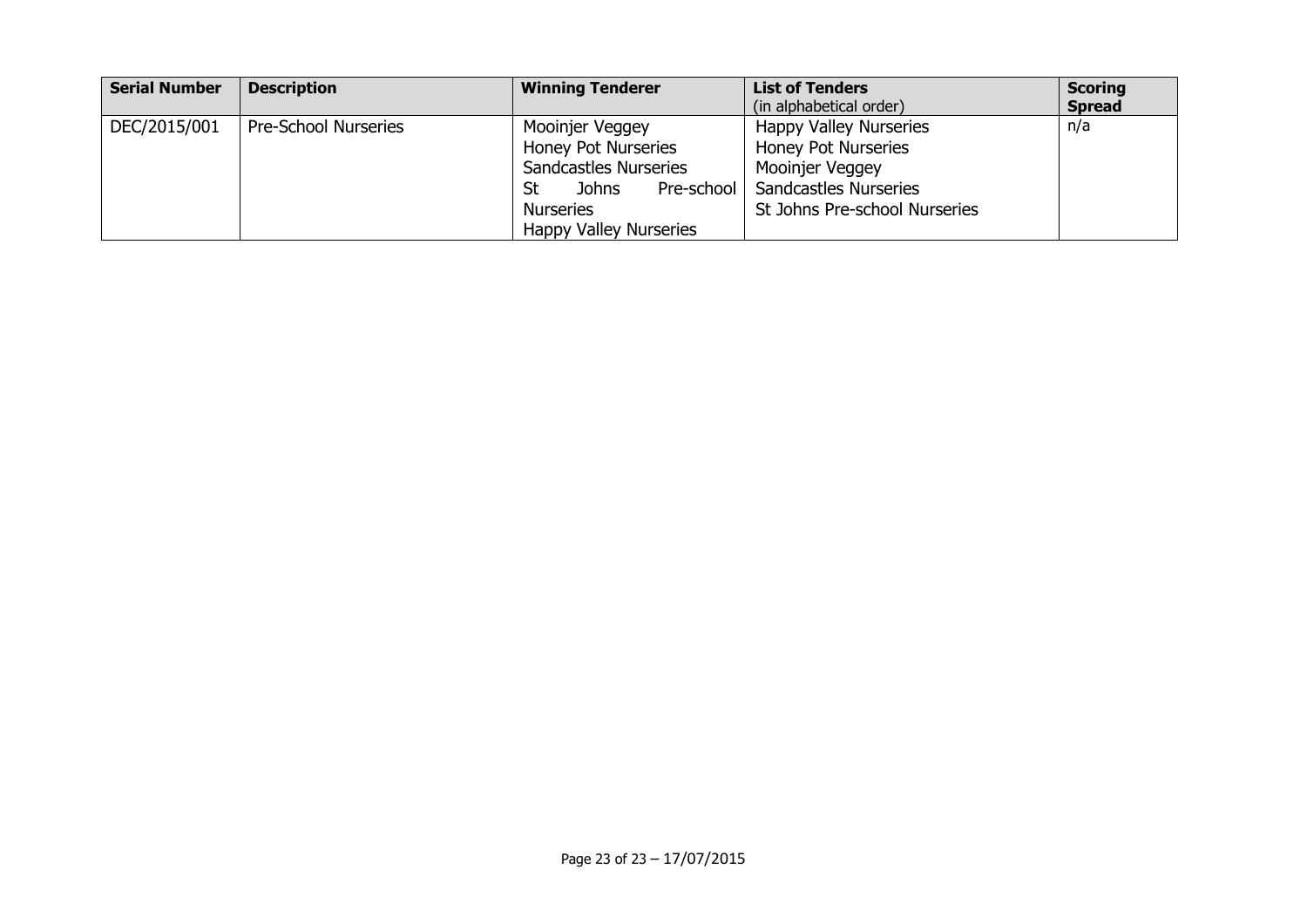| Serial Number | Description | Winning Tenderer | List of Tenders (in alphabetical order) | Scoring Spread |
|---|---|---|---|---|
| DEC/2015/001 | Pre-School Nurseries | Mooinjer Veggey<br>Honey Pot Nurseries<br>Sandcastles Nurseries<br>St Johns Pre-school Nurseries<br>Happy Valley Nurseries | Happy Valley Nurseries<br>Honey Pot Nurseries<br>Mooinjer Veggey<br>Sandcastles Nurseries<br>St Johns Pre-school Nurseries | n/a |